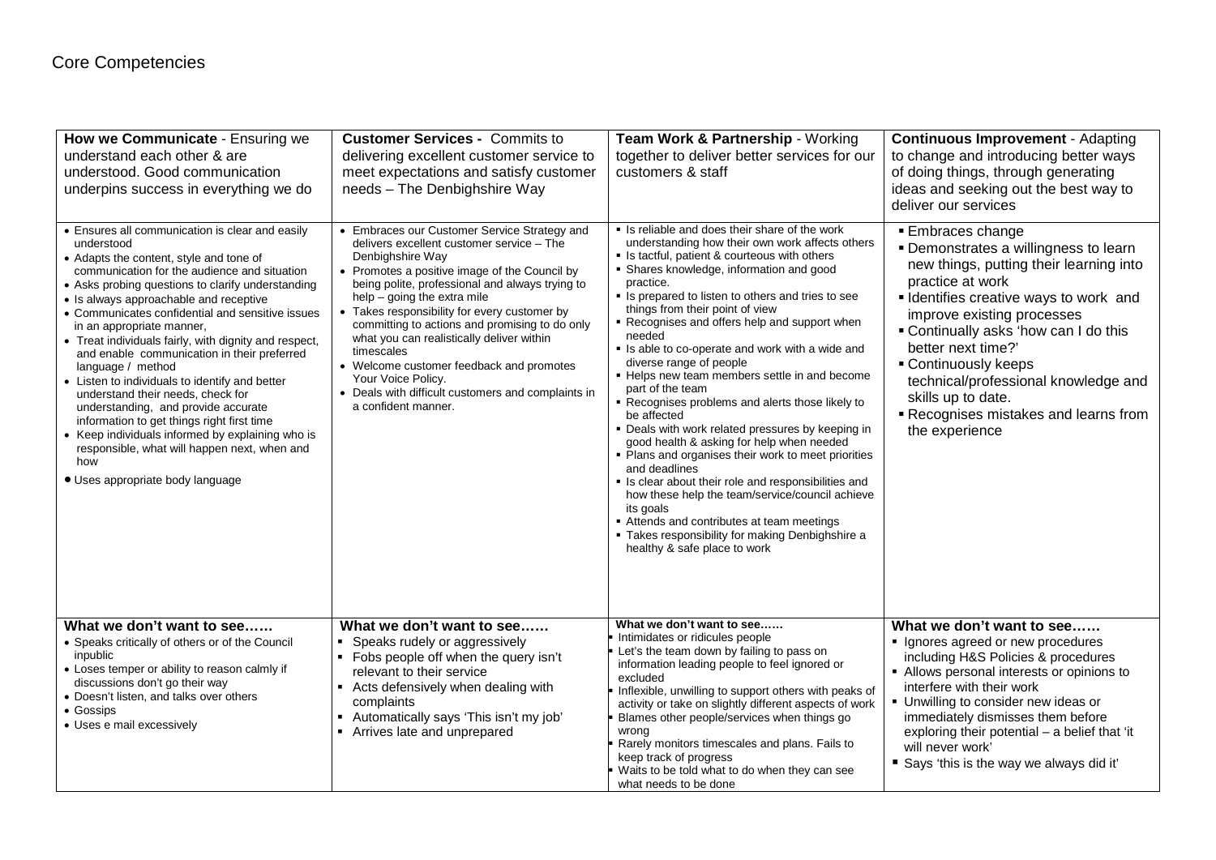# Core Competencies

| **How we Communicate** - Ensuring we understand each other & are understood. Good communication underpins success in everything we do | **Customer Services -** Commits to delivering excellent customer service to meet expectations and satisfy customer needs – The Denbighshire Way | **Team Work & Partnership** - Working together to deliver better services for our customers & staff | **Continuous Improvement** - Adapting to change and introducing better ways of doing things, through generating ideas and seeking out the best way to deliver our services |
|---|---|---|---|
| • Ensures all communication is clear and easily understood<br>• Adapts the content, style and tone of communication for the audience and situation<br>• Asks probing questions to clarify understanding<br>• Is always approachable and receptive<br>• Communicates confidential and sensitive issues in an appropriate manner,<br>• Treat individuals fairly, with dignity and respect, and enable communication in their preferred language / method<br>• Listen to individuals to identify and better understand their needs, check for understanding, and provide accurate information to get things right first time<br>• Keep individuals informed by explaining who is responsible, what will happen next, when and how<br>• Uses appropriate body language | • Embraces our Customer Service Strategy and delivers excellent customer service – The Denbighshire Way<br>• Promotes a positive image of the Council by being polite, professional and always trying to help – going the extra mile<br>• Takes responsibility for every customer by committing to actions and promising to do only what you can realistically deliver within timescales<br>• Welcome customer feedback and promotes Your Voice Policy.<br>• Deals with difficult customers and complaints in a confident manner. | ▪ Is reliable and does their share of the work understanding how their own work affects others<br>▪ Is tactful, patient & courteous with others<br>▪ Shares knowledge, information and good practice.<br>▪ Is prepared to listen to others and tries to see things from their point of view<br>▪ Recognises and offers help and support when needed<br>▪ Is able to co-operate and work with a wide and diverse range of people<br>▪ Helps new team members settle in and become part of the team<br>▪ Recognises problems and alerts those likely to be affected<br>▪ Deals with work related pressures by keeping in good health & asking for help when needed<br>▪ Plans and organises their work to meet priorities and deadlines<br>▪ Is clear about their role and responsibilities and how these help the team/service/council achieve its goals<br>▪ Attends and contributes at team meetings<br>▪ Takes responsibility for making Denbighshire a healthy & safe place to work | ▪ Embraces change<br>▪ Demonstrates a willingness to learn new things, putting their learning into practice at work<br>▪ Identifies creative ways to work and improve existing processes<br>▪ Continually asks 'how can I do this better next time?'<br>▪ Continuously keeps technical/professional knowledge and skills up to date.<br>▪ Recognises mistakes and learns from the experience |
| **What we don't want to see……**<br>• Speaks critically of others or of the Council inpublic<br>• Loses temper or ability to reason calmly if discussions don't go their way<br>• Doesn't listen, and talks over others<br>• Gossips<br>• Uses e mail excessively | **What we don't want to see……**<br>▪ Speaks rudely or aggressively<br>▪ Fobs people off when the query isn't relevant to their service<br>▪ Acts defensively when dealing with complaints<br>▪ Automatically says 'This isn't my job'<br>▪ Arrives late and unprepared | **What we don't want to see……**<br>▪ Intimidates or ridicules people<br>▪ Let's the team down by failing to pass on information leading people to feel ignored or excluded<br>▪ Inflexible, unwilling to support others with peaks of activity or take on slightly different aspects of work<br>▪ Blames other people/services when things go wrong<br>▪ Rarely monitors timescales and plans. Fails to keep track of progress<br>▪ Waits to be told what to do when they can see what needs to be done | **What we don't want to see……**<br>▪ Ignores agreed or new procedures including H&S Policies & procedures<br>▪ Allows personal interests or opinions to interfere with their work<br>▪ Unwilling to consider new ideas or immediately dismisses them before exploring their potential – a belief that 'it will never work'<br>▪ Says 'this is the way we always did it' |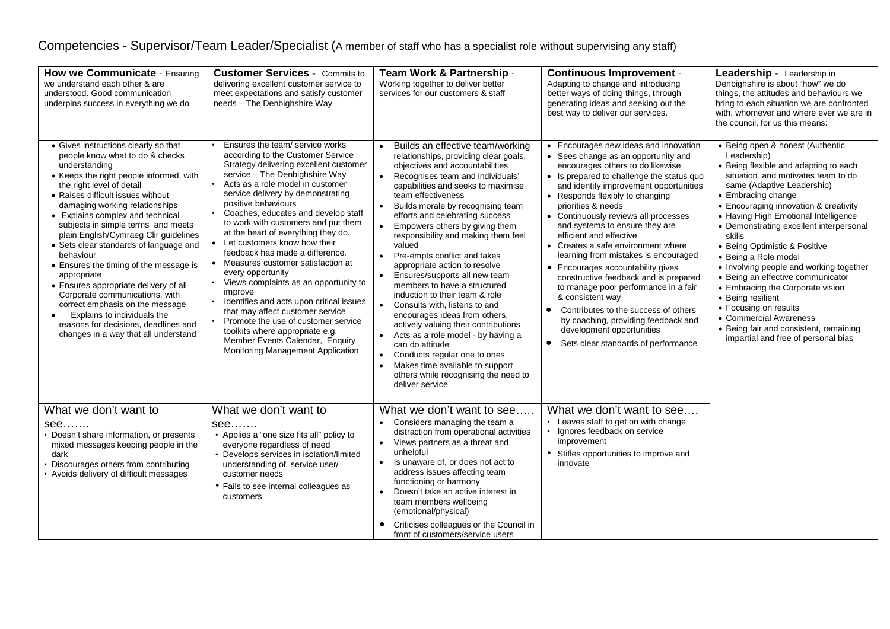# Competencies - Supervisor/Team Leader/Specialist (A member of staff who has a specialist role without supervising any staff)

| **How we Communicate** - Ensuring we understand each other & are understood. Good communication underpins success in everything we do | **Customer Services -** Commits to delivering excellent customer service to meet expectations and satisfy customer needs – The Denbighshire Way | **Team Work & Partnership** - Working together to deliver better services for our customers & staff | **Continuous Improvement** - Adapting to change and introducing better ways of doing things, through generating ideas and seeking out the best way to deliver our services. | **Leadership -** Leadership in Denbighshire is about "how" we do things, the attitudes and behaviours we bring to each situation we are confronted with, whomever and where ever we are in the council, for us this means: |
|---|---|---|---|---|
| • Gives instructions clearly so that people know what to do & checks understanding<br>• Keeps the right people informed, with the right level of detail<br>• Raises difficult issues without damaging working relationships<br>• Explains complex and technical subjects in simple terms and meets plain English/Cymraeg Clir guidelines<br>• Sets clear standards of language and behaviour<br>• Ensures the timing of the message is appropriate<br>• Ensures appropriate delivery of all Corporate communications, with correct emphasis on the message<br>• Explains to individuals the reasons for decisions, deadlines and changes in a way that all understand | • Ensures the team/ service works according to the Customer Service Strategy delivering excellent customer service – The Denbighshire Way<br>• Acts as a role model in customer service delivery by demonstrating positive behaviours<br>• Coaches, educates and develop staff to work with customers and put them at the heart of everything they do.<br>• Let customers know how their feedback has made a difference.<br>• Measures customer satisfaction at every opportunity<br>• Views complaints as an opportunity to improve<br>• Identifies and acts upon critical issues that may affect customer service<br>• Promote the use of customer service toolkits where appropriate e.g. Member Events Calendar, Enquiry Monitoring Management Application | • Builds an effective team/working relationships, providing clear goals, objectives and accountabilities<br>• Recognises team and individuals' capabilities and seeks to maximise team effectiveness<br>• Builds morale by recognising team efforts and celebrating success<br>• Empowers others by giving them responsibility and making them feel valued<br>• Pre-empts conflict and takes appropriate action to resolve<br>• Ensures/supports all new team members to have a structured induction to their team & role<br>• Consults with, listens to and encourages ideas from others, actively valuing their contributions<br>• Acts as a role model - by having a can do attitude<br>• Conducts regular one to ones<br>• Makes time available to support others while recognising the need to deliver service | • Encourages new ideas and innovation<br>• Sees change as an opportunity and encourages others to do likewise<br>• Is prepared to challenge the status quo and identify improvement opportunities<br>• Responds flexibly to changing priorities & needs<br>• Continuously reviews all processes and systems to ensure they are efficient and effective<br>• Creates a safe environment where learning from mistakes is encouraged<br>• Encourages accountability gives constructive feedback and is prepared to manage poor performance in a fair & consistent way<br>• Contributes to the success of others by coaching, providing feedback and development opportunities<br>• Sets clear standards of performance | • Being open & honest (Authentic Leadership)<br>• Being flexible and adapting to each situation and motivates team to do same (Adaptive Leadership)<br>• Embracing change<br>• Encouraging innovation & creativity<br>• Having High Emotional Intelligence<br>• Demonstrating excellent interpersonal skills<br>• Being Optimistic & Positive<br>• Being a Role model<br>• Involving people and working together<br>• Being an effective communicator<br>• Embracing the Corporate vision<br>• Being resilient<br>• Focusing on results<br>• Commercial Awareness<br>• Being fair and consistent, remaining impartial and free of personal bias |
| What we don't want to see…….<br>• Doesn't share information, or presents mixed messages keeping people in the dark<br>• Discourages others from contributing<br>• Avoids delivery of difficult messages | What we don't want to see…….<br>• Applies a "one size fits all" policy to everyone regardless of need<br>• Develops services in isolation/limited understanding of service user/ customer needs<br>• Fails to see internal colleagues as customers | What we don't want to see…..<br>• Considers managing the team a distraction from operational activities<br>• Views partners as a threat and unhelpful<br>• Is unaware of, or does not act to address issues affecting team functioning or harmony<br>• Doesn't take an active interest in team members wellbeing (emotional/physical)<br>• Criticises colleagues or the Council in front of customers/service users | What we don't want to see….<br>• Leaves staff to get on with change<br>• Ignores feedback on service improvement<br>• Stifles opportunities to improve and innovate | |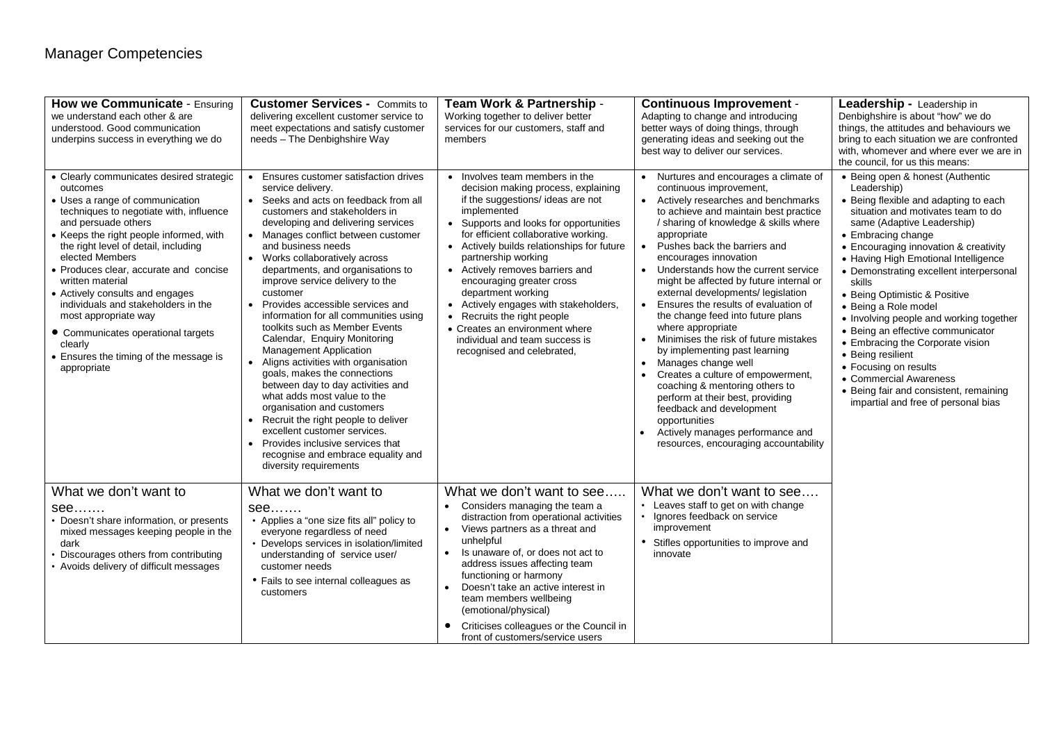# Manager Competencies

| **How we Communicate** - Ensuring we understand each other & are understood. Good communication underpins success in everything we do | **Customer Services -** Commits to delivering excellent customer service to meet expectations and satisfy customer needs – The Denbighshire Way | **Team Work & Partnership** - Working together to deliver better services for our customers, staff and members | **Continuous Improvement** - Adapting to change and introducing better ways of doing things, through generating ideas and seeking out the best way to deliver our services. | **Leadership -** Leadership in Denbighshire is about "how" we do things, the attitudes and behaviours we bring to each situation we are confronted with, whomever and where ever we are in the council, for us this means: |
|---|---|---|---|---|
| • Clearly communicates desired strategic outcomes<br>• Uses a range of communication techniques to negotiate with, influence and persuade others<br>• Keeps the right people informed, with the right level of detail, including elected Members<br>• Produces clear, accurate and concise written material<br>• Actively consults and engages individuals and stakeholders in the most appropriate way<br>• Communicates operational targets clearly<br>• Ensures the timing of the message is appropriate | • Ensures customer satisfaction drives service delivery.<br>• Seeks and acts on feedback from all customers and stakeholders in developing and delivering services<br>• Manages conflict between customer and business needs<br>• Works collaboratively across departments, and organisations to improve service delivery to the customer<br>• Provides accessible services and information for all communities using toolkits such as Member Events Calendar, Enquiry Monitoring Management Application<br>• Aligns activities with organisation goals, makes the connections between day to day activities and what adds most value to the organisation and customers<br>• Recruit the right people to deliver excellent customer services.<br>• Provides inclusive services that recognise and embrace equality and diversity requirements | • Involves team members in the decision making process, explaining if the suggestions/ ideas are not implemented<br>• Supports and looks for opportunities for efficient collaborative working.<br>• Actively builds relationships for future partnership working<br>• Actively removes barriers and encouraging greater cross department working<br>• Actively engages with stakeholders,<br>• Recruits the right people<br>• Creates an environment where individual and team success is recognised and celebrated, | • Nurtures and encourages a climate of continuous improvement,<br>• Actively researches and benchmarks to achieve and maintain best practice / sharing of knowledge & skills where appropriate<br>• Pushes back the barriers and encourages innovation<br>• Understands how the current service might be affected by future internal or external developments/ legislation<br>• Ensures the results of evaluation of the change feed into future plans where appropriate<br>• Minimises the risk of future mistakes by implementing past learning<br>• Manages change well<br>• Creates a culture of empowerment, coaching & mentoring others to perform at their best, providing feedback and development opportunities<br>• Actively manages performance and resources, encouraging accountability | • Being open & honest (Authentic Leadership)<br>• Being flexible and adapting to each situation and motivates team to do same (Adaptive Leadership)<br>• Embracing change<br>• Encouraging innovation & creativity<br>• Having High Emotional Intelligence<br>• Demonstrating excellent interpersonal skills<br>• Being Optimistic & Positive<br>• Being a Role model<br>• Involving people and working together<br>• Being an effective communicator<br>• Embracing the Corporate vision<br>• Being resilient<br>• Focusing on results<br>• Commercial Awareness<br>• Being fair and consistent, remaining impartial and free of personal bias |
| What we don't want to see…….<br>• Doesn't share information, or presents mixed messages keeping people in the dark<br>• Discourages others from contributing<br>• Avoids delivery of difficult messages | What we don't want to see…….<br>• Applies a "one size fits all" policy to everyone regardless of need<br>• Develops services in isolation/limited understanding of service user/ customer needs<br>• Fails to see internal colleagues as customers | What we don't want to see…..<br>• Considers managing the team a distraction from operational activities<br>• Views partners as a threat and unhelpful<br>• Is unaware of, or does not act to address issues affecting team functioning or harmony<br>• Doesn't take an active interest in team members wellbeing (emotional/physical)<br>• Criticises colleagues or the Council in front of customers/service users | What we don't want to see….<br>• Leaves staff to get on with change<br>• Ignores feedback on service improvement<br>• Stifles opportunities to improve and innovate | |